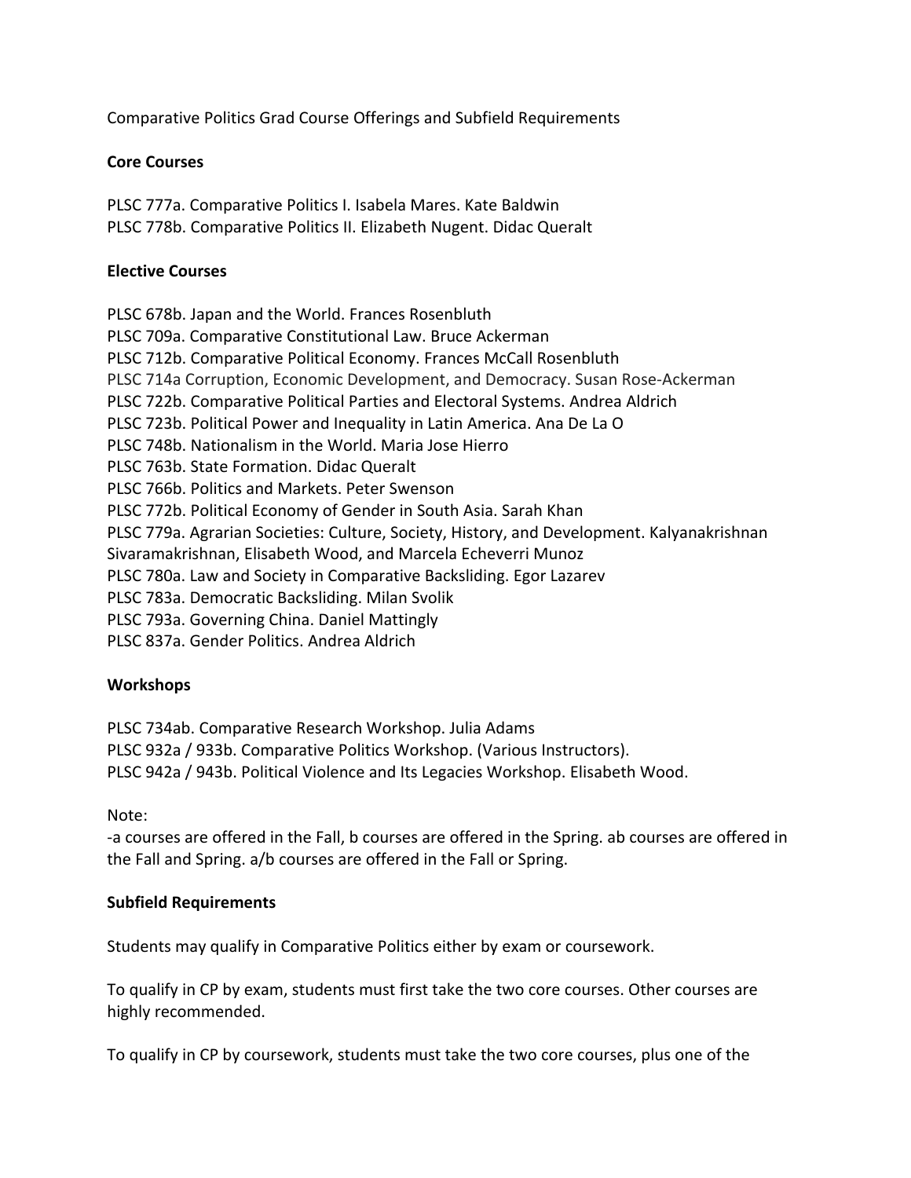Comparative Politics Grad Course Offerings and Subfield Requirements

**Core Courses**

PLSC 777a. Comparative Politics I. Isabela Mares. Kate Baldwin
PLSC 778b. Comparative Politics II. Elizabeth Nugent. Didac Queralt

**Elective Courses**

PLSC 678b. Japan and the World. Frances Rosenbluth
PLSC 709a. Comparative Constitutional Law. Bruce Ackerman
PLSC 712b. Comparative Political Economy. Frances McCall Rosenbluth
PLSC 714a Corruption, Economic Development, and Democracy. Susan Rose-Ackerman
PLSC 722b. Comparative Political Parties and Electoral Systems. Andrea Aldrich
PLSC 723b. Political Power and Inequality in Latin America. Ana De La O
PLSC 748b. Nationalism in the World. Maria Jose Hierro
PLSC 763b. State Formation. Didac Queralt
PLSC 766b. Politics and Markets. Peter Swenson
PLSC 772b. Political Economy of Gender in South Asia. Sarah Khan
PLSC 779a. Agrarian Societies: Culture, Society, History, and Development. Kalyanakrishnan Sivaramakrishnan, Elisabeth Wood, and Marcela Echeverri Munoz
PLSC 780a. Law and Society in Comparative Backsliding. Egor Lazarev
PLSC 783a. Democratic Backsliding. Milan Svolik
PLSC 793a. Governing China. Daniel Mattingly
PLSC 837a. Gender Politics. Andrea Aldrich

**Workshops**

PLSC 734ab. Comparative Research Workshop. Julia Adams
PLSC 932a / 933b. Comparative Politics Workshop. (Various Instructors).
PLSC 942a / 943b. Political Violence and Its Legacies Workshop. Elisabeth Wood.

Note:
-a courses are offered in the Fall, b courses are offered in the Spring. ab courses are offered in the Fall and Spring. a/b courses are offered in the Fall or Spring.

**Subfield Requirements**

Students may qualify in Comparative Politics either by exam or coursework.

To qualify in CP by exam, students must first take the two core courses. Other courses are highly recommended.

To qualify in CP by coursework, students must take the two core courses, plus one of the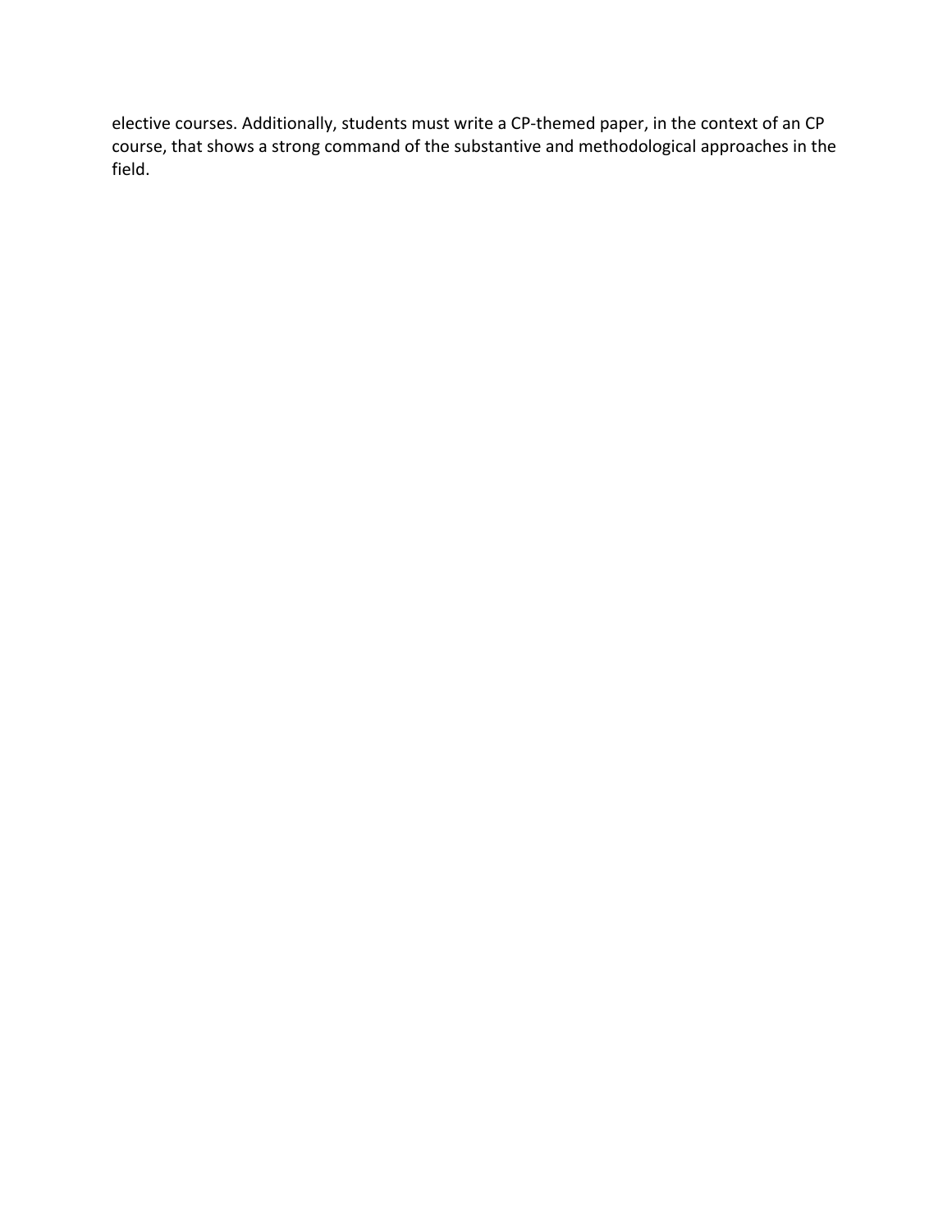elective courses. Additionally, students must write a CP-themed paper, in the context of an CP course, that shows a strong command of the substantive and methodological approaches in the field.